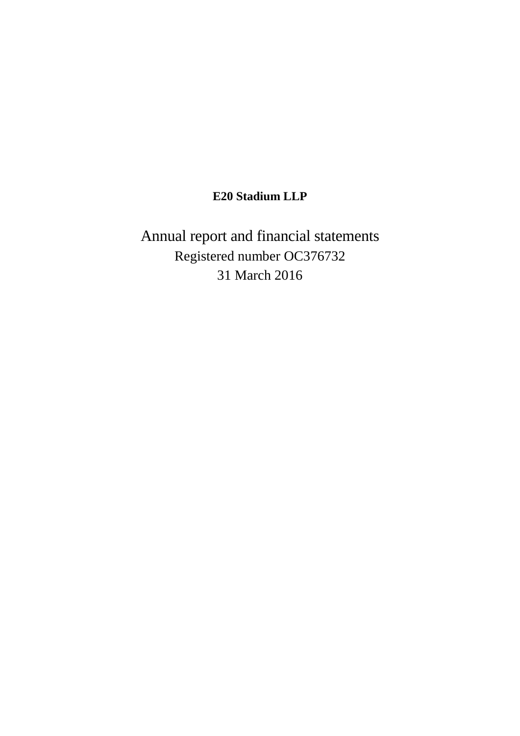**E20 Stadium LLP**

# Annual report and financial statements

Registered number OC376732

31 March 2016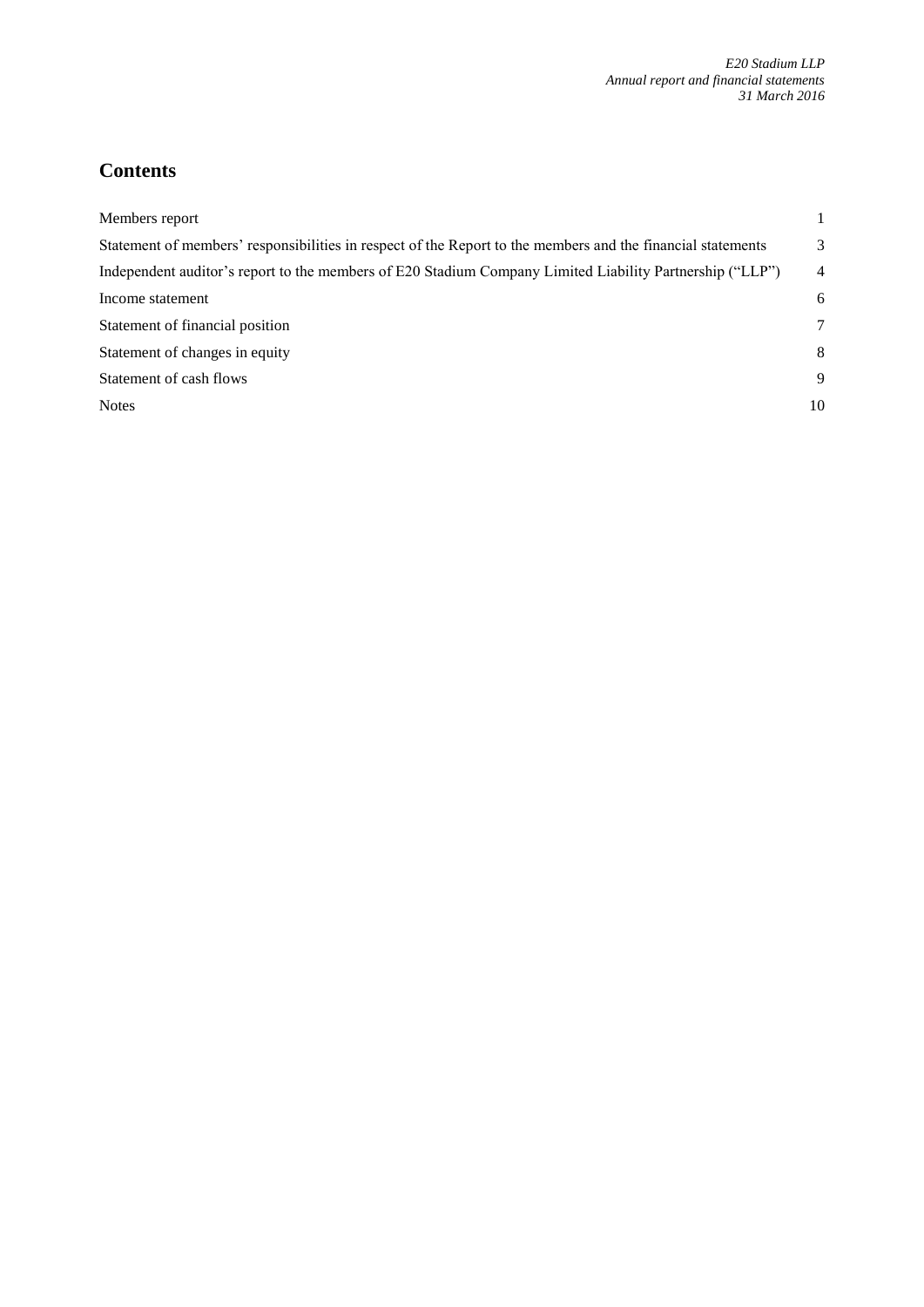# Contents

| | |
|---|---|
| Members report | 1 |
| Statement of members' responsibilities in respect of the Report to the members and the financial statements | 3 |
| Independent auditor's report to the members of E20 Stadium Company Limited Liability Partnership ("LLP") | 4 |
| Income statement | 6 |
| Statement of financial position | 7 |
| Statement of changes in equity | 8 |
| Statement of cash flows | 9 |
| Notes | 10 |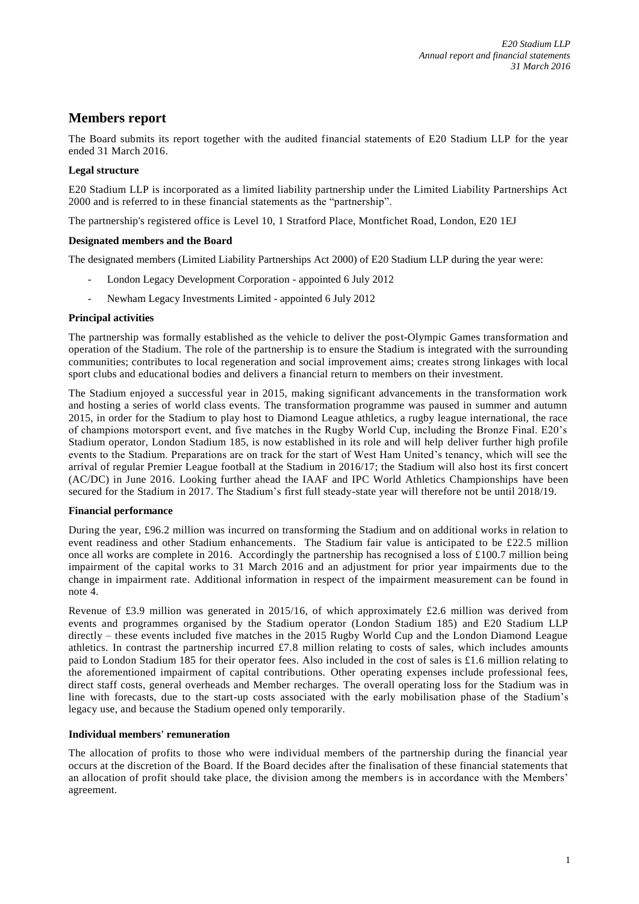# Members report

The Board submits its report together with the audited financial statements of E20 Stadium LLP for the year ended 31 March 2016.

### Legal structure

E20 Stadium LLP is incorporated as a limited liability partnership under the Limited Liability Partnerships Act 2000 and is referred to in these financial statements as the "partnership".

The partnership's registered office is Level 10, 1 Stratford Place, Montfichet Road, London, E20 1EJ

### Designated members and the Board

The designated members (Limited Liability Partnerships Act 2000) of E20 Stadium LLP during the year were:

- London Legacy Development Corporation - appointed 6 July 2012
- Newham Legacy Investments Limited - appointed 6 July 2012

### Principal activities

The partnership was formally established as the vehicle to deliver the post-Olympic Games transformation and operation of the Stadium. The role of the partnership is to ensure the Stadium is integrated with the surrounding communities; contributes to local regeneration and social improvement aims; creates strong linkages with local sport clubs and educational bodies and delivers a financial return to members on their investment.

The Stadium enjoyed a successful year in 2015, making significant advancements in the transformation work and hosting a series of world class events. The transformation programme was paused in summer and autumn 2015, in order for the Stadium to play host to Diamond League athletics, a rugby league international, the race of champions motorsport event, and five matches in the Rugby World Cup, including the Bronze Final. E20's Stadium operator, London Stadium 185, is now established in its role and will help deliver further high profile events to the Stadium. Preparations are on track for the start of West Ham United's tenancy, which will see the arrival of regular Premier League football at the Stadium in 2016/17; the Stadium will also host its first concert (AC/DC) in June 2016. Looking further ahead the IAAF and IPC World Athletics Championships have been secured for the Stadium in 2017. The Stadium's first full steady-state year will therefore not be until 2018/19.

### Financial performance

During the year, £96.2 million was incurred on transforming the Stadium and on additional works in relation to event readiness and other Stadium enhancements. The Stadium fair value is anticipated to be £22.5 million once all works are complete in 2016. Accordingly the partnership has recognised a loss of £100.7 million being impairment of the capital works to 31 March 2016 and an adjustment for prior year impairments due to the change in impairment rate. Additional information in respect of the impairment measurement can be found in note 4.

Revenue of £3.9 million was generated in 2015/16, of which approximately £2.6 million was derived from events and programmes organised by the Stadium operator (London Stadium 185) and E20 Stadium LLP directly – these events included five matches in the 2015 Rugby World Cup and the London Diamond League athletics. In contrast the partnership incurred £7.8 million relating to costs of sales, which includes amounts paid to London Stadium 185 for their operator fees. Also included in the cost of sales is £1.6 million relating to the aforementioned impairment of capital contributions. Other operating expenses include professional fees, direct staff costs, general overheads and Member recharges. The overall operating loss for the Stadium was in line with forecasts, due to the start-up costs associated with the early mobilisation phase of the Stadium's legacy use, and because the Stadium opened only temporarily.

### Individual members' remuneration

The allocation of profits to those who were individual members of the partnership during the financial year occurs at the discretion of the Board. If the Board decides after the finalisation of these financial statements that an allocation of profit should take place, the division among the members is in accordance with the Members' agreement.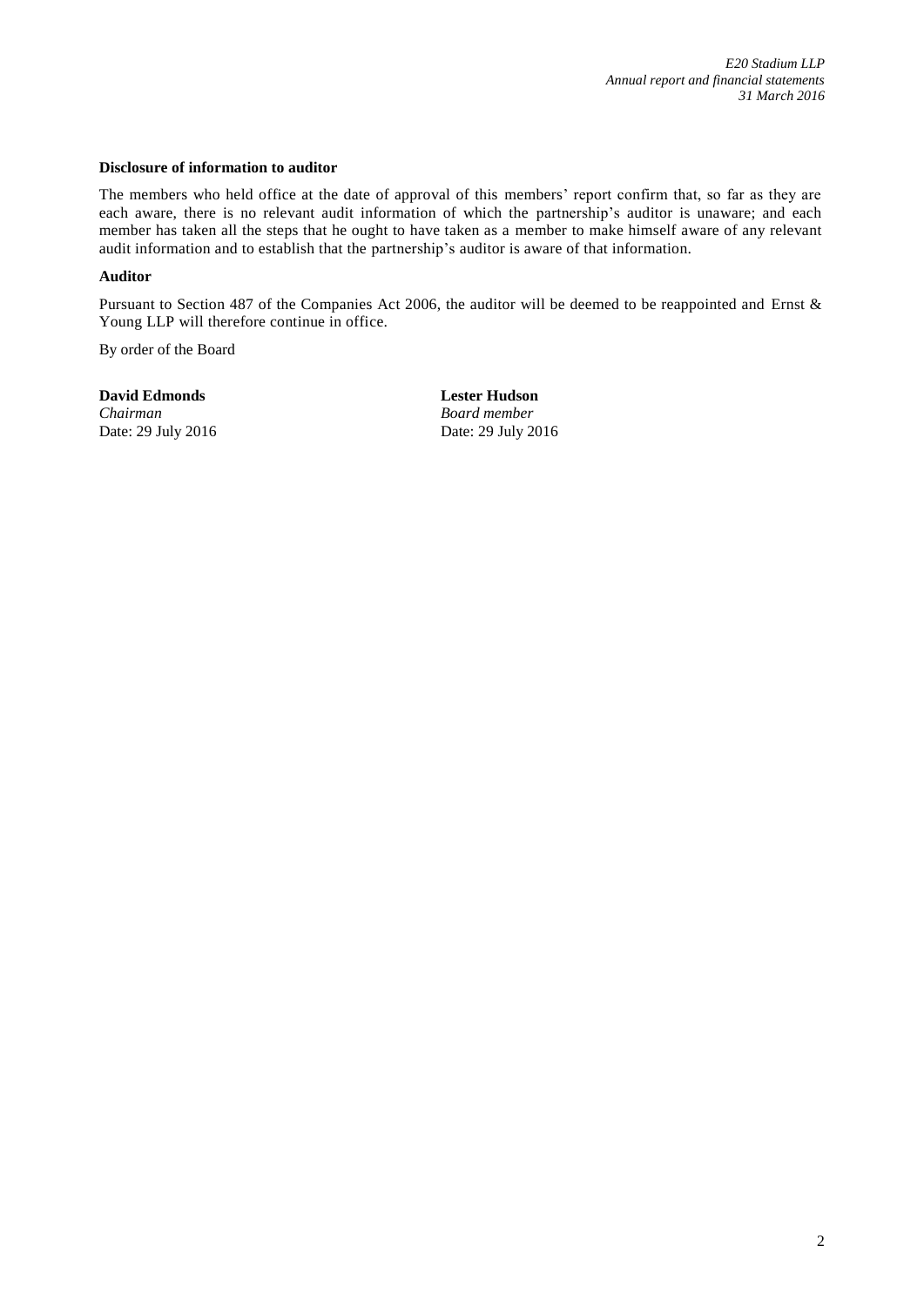**Disclosure of information to auditor**

The members who held office at the date of approval of this members' report confirm that, so far as they are each aware, there is no relevant audit information of which the partnership's auditor is unaware; and each member has taken all the steps that he ought to have taken as a member to make himself aware of any relevant audit information and to establish that the partnership's auditor is aware of that information.

**Auditor**

Pursuant to Section 487 of the Companies Act 2006, the auditor will be deemed to be reappointed and Ernst & Young LLP will therefore continue in office.

By order of the Board

**David Edmonds**
*Chairman*
Date: 29 July 2016

**Lester Hudson**
*Board member*
Date: 29 July 2016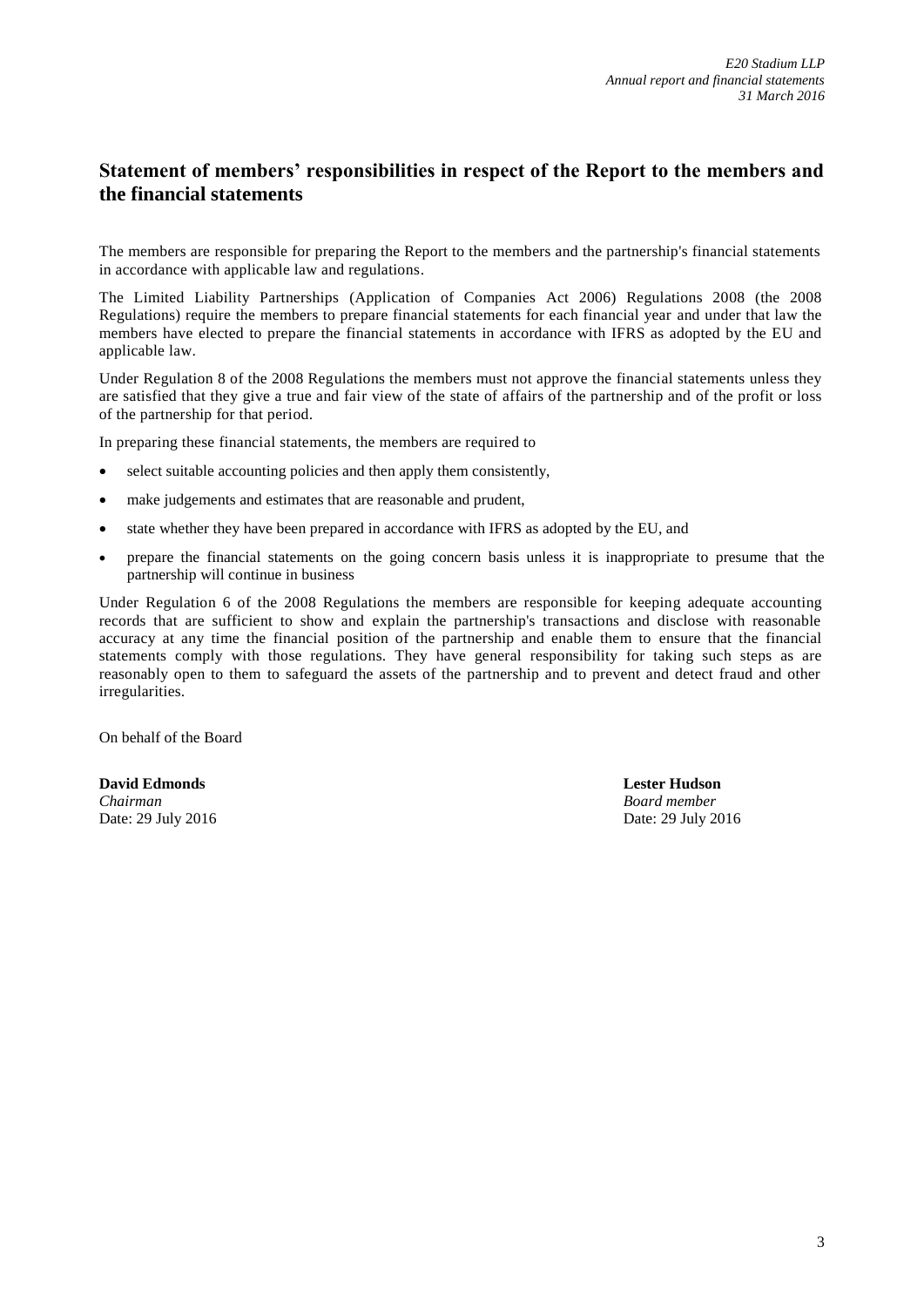## Statement of members' responsibilities in respect of the Report to the members and the financial statements

The members are responsible for preparing the Report to the members and the partnership's financial statements in accordance with applicable law and regulations.

The Limited Liability Partnerships (Application of Companies Act 2006) Regulations 2008 (the 2008 Regulations) require the members to prepare financial statements for each financial year and under that law the members have elected to prepare the financial statements in accordance with IFRS as adopted by the EU and applicable law.

Under Regulation 8 of the 2008 Regulations the members must not approve the financial statements unless they are satisfied that they give a true and fair view of the state of affairs of the partnership and of the profit or loss of the partnership for that period.

In preparing these financial statements, the members are required to

- select suitable accounting policies and then apply them consistently,
- make judgements and estimates that are reasonable and prudent,
- state whether they have been prepared in accordance with IFRS as adopted by the EU, and
- prepare the financial statements on the going concern basis unless it is inappropriate to presume that the partnership will continue in business

Under Regulation 6 of the 2008 Regulations the members are responsible for keeping adequate accounting records that are sufficient to show and explain the partnership's transactions and disclose with reasonable accuracy at any time the financial position of the partnership and enable them to ensure that the financial statements comply with those regulations. They have general responsibility for taking such steps as are reasonably open to them to safeguard the assets of the partnership and to prevent and detect fraud and other irregularities.

On behalf of the Board

**David Edmonds**
*Chairman*
Date: 29 July 2016

**Lester Hudson**
*Board member*
Date: 29 July 2016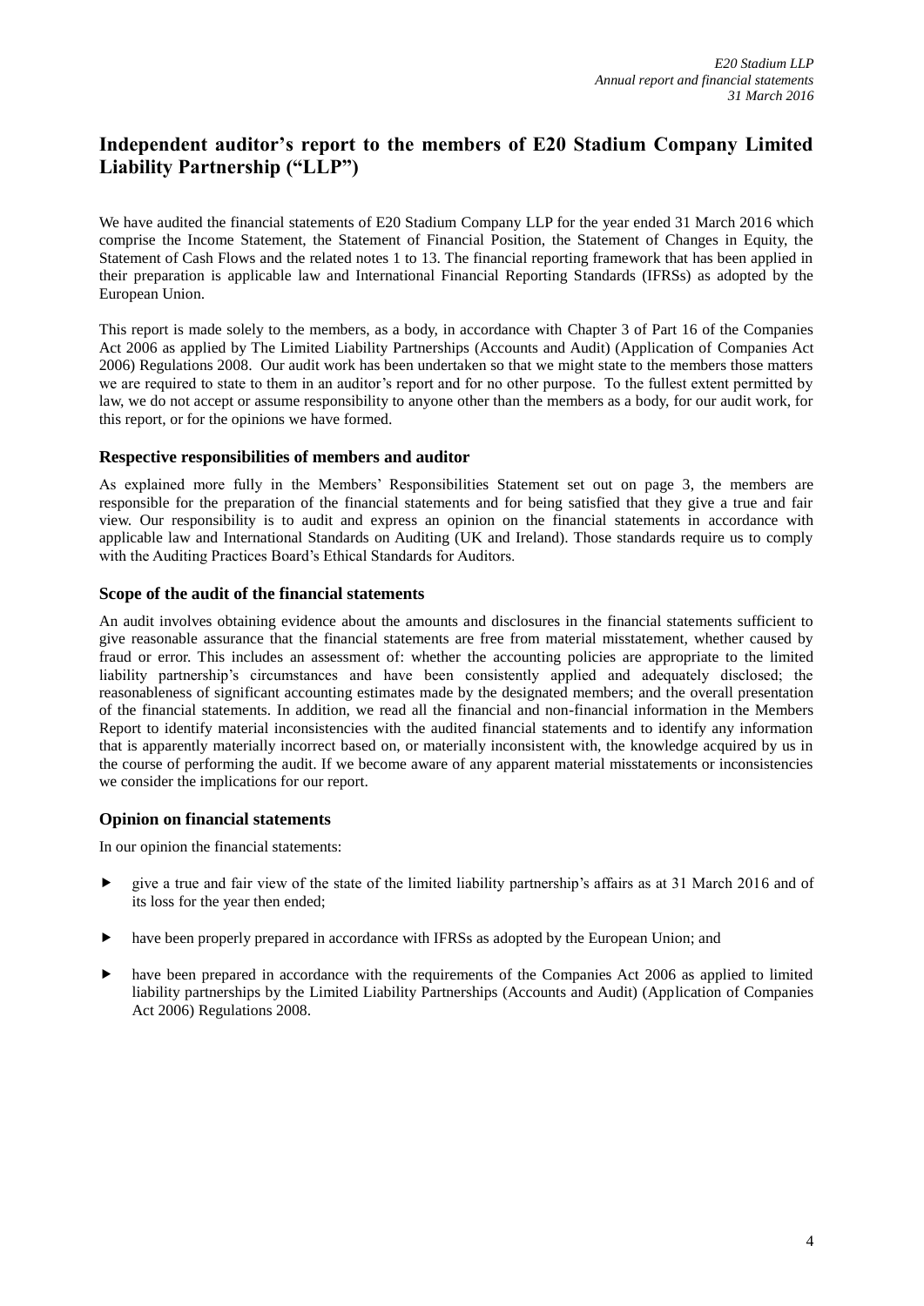# Independent auditor's report to the members of E20 Stadium Company Limited Liability Partnership ("LLP")

We have audited the financial statements of E20 Stadium Company LLP for the year ended 31 March 2016 which comprise the Income Statement, the Statement of Financial Position, the Statement of Changes in Equity, the Statement of Cash Flows and the related notes 1 to 13. The financial reporting framework that has been applied in their preparation is applicable law and International Financial Reporting Standards (IFRSs) as adopted by the European Union.

This report is made solely to the members, as a body, in accordance with Chapter 3 of Part 16 of the Companies Act 2006 as applied by The Limited Liability Partnerships (Accounts and Audit) (Application of Companies Act 2006) Regulations 2008. Our audit work has been undertaken so that we might state to the members those matters we are required to state to them in an auditor's report and for no other purpose. To the fullest extent permitted by law, we do not accept or assume responsibility to anyone other than the members as a body, for our audit work, for this report, or for the opinions we have formed.

### Respective responsibilities of members and auditor

As explained more fully in the Members' Responsibilities Statement set out on page 3, the members are responsible for the preparation of the financial statements and for being satisfied that they give a true and fair view. Our responsibility is to audit and express an opinion on the financial statements in accordance with applicable law and International Standards on Auditing (UK and Ireland). Those standards require us to comply with the Auditing Practices Board's Ethical Standards for Auditors.

### Scope of the audit of the financial statements

An audit involves obtaining evidence about the amounts and disclosures in the financial statements sufficient to give reasonable assurance that the financial statements are free from material misstatement, whether caused by fraud or error. This includes an assessment of: whether the accounting policies are appropriate to the limited liability partnership's circumstances and have been consistently applied and adequately disclosed; the reasonableness of significant accounting estimates made by the designated members; and the overall presentation of the financial statements. In addition, we read all the financial and non-financial information in the Members Report to identify material inconsistencies with the audited financial statements and to identify any information that is apparently materially incorrect based on, or materially inconsistent with, the knowledge acquired by us in the course of performing the audit. If we become aware of any apparent material misstatements or inconsistencies we consider the implications for our report.

### Opinion on financial statements

In our opinion the financial statements:

- give a true and fair view of the state of the limited liability partnership's affairs as at 31 March 2016 and of its loss for the year then ended;
- have been properly prepared in accordance with IFRSs as adopted by the European Union; and
- have been prepared in accordance with the requirements of the Companies Act 2006 as applied to limited liability partnerships by the Limited Liability Partnerships (Accounts and Audit) (Application of Companies Act 2006) Regulations 2008.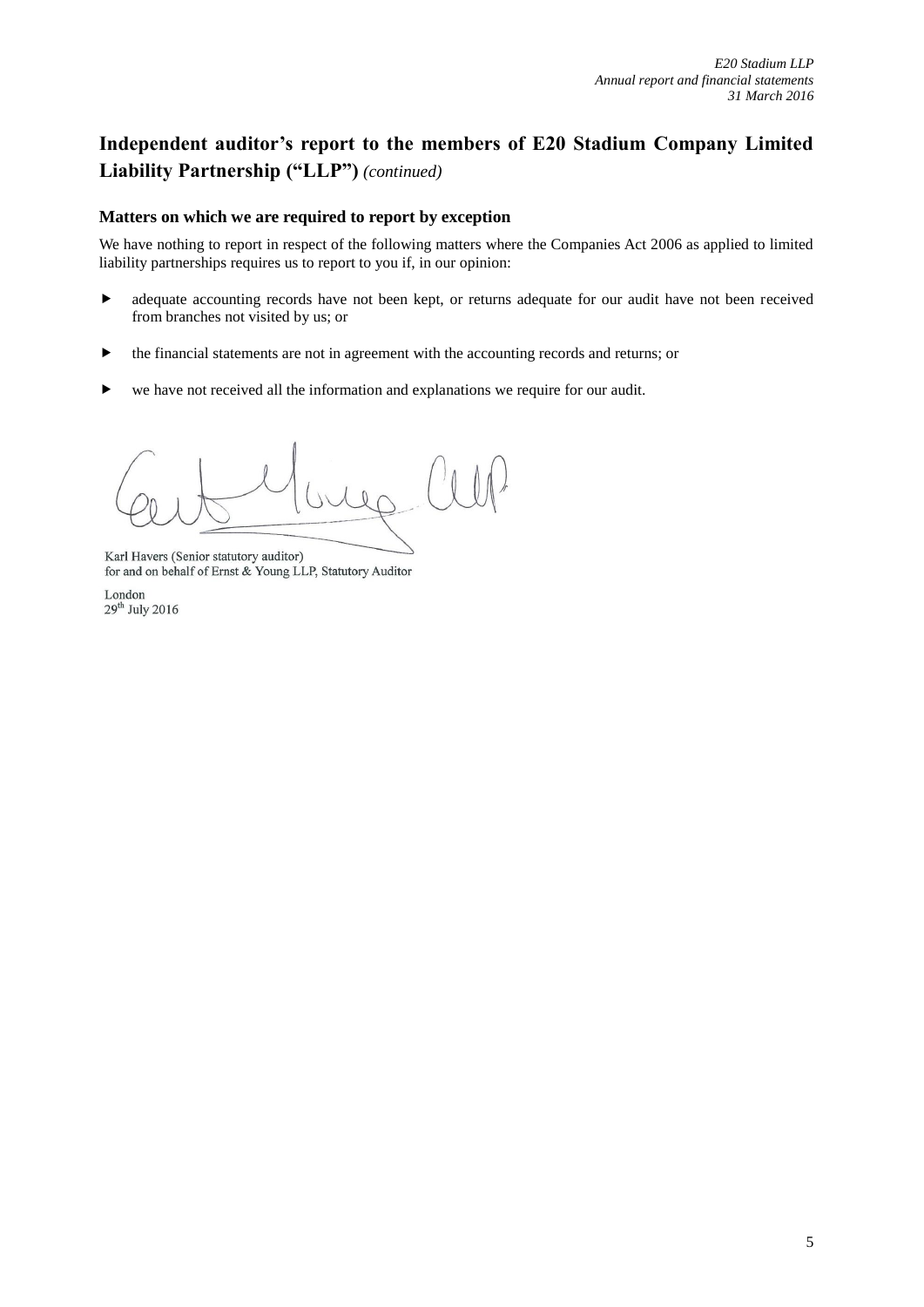## Independent auditor's report to the members of E20 Stadium Company Limited Liability Partnership ("LLP") *(continued)*

### Matters on which we are required to report by exception

We have nothing to report in respect of the following matters where the Companies Act 2006 as applied to limited liability partnerships requires us to report to you if, in our opinion:

- adequate accounting records have not been kept, or returns adequate for our audit have not been received from branches not visited by us; or
- the financial statements are not in agreement with the accounting records and returns; or
- we have not received all the information and explanations we require for our audit.

Ernst & Young LLP

Karl Havers (Senior statutory auditor)
for and on behalf of Ernst & Young LLP, Statutory Auditor

London
29th July 2016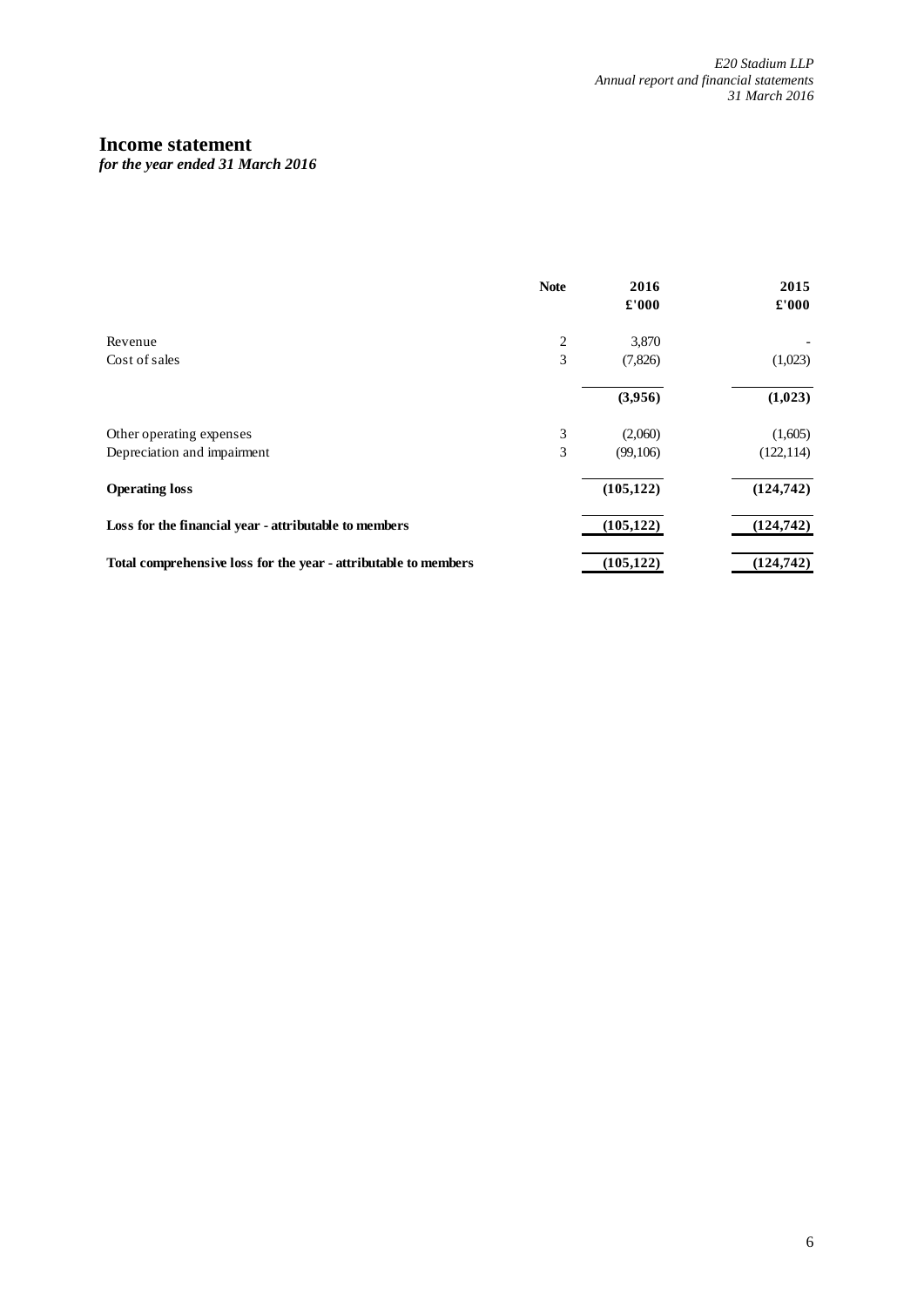# Income statement

***for the year ended 31 March 2016***

| | Note | 2016<br>£'000 | 2015<br>£'000 |
|---|---|---|---|
| Revenue | 2 | 3,870 | - |
| Cost of sales | 3 | (7,826) | (1,023) |
| | | **(3,956)** | **(1,023)** |
| Other operating expenses | 3 | (2,060) | (1,605) |
| Depreciation and impairment | 3 | (99,106) | (122,114) |
| **Operating loss** | | **(105,122)** | **(124,742)** |
| **Loss for the financial year - attributable to members** | | **(105,122)** | **(124,742)** |
| **Total comprehensive loss for the year - attributable to members** | | **(105,122)** | **(124,742)** |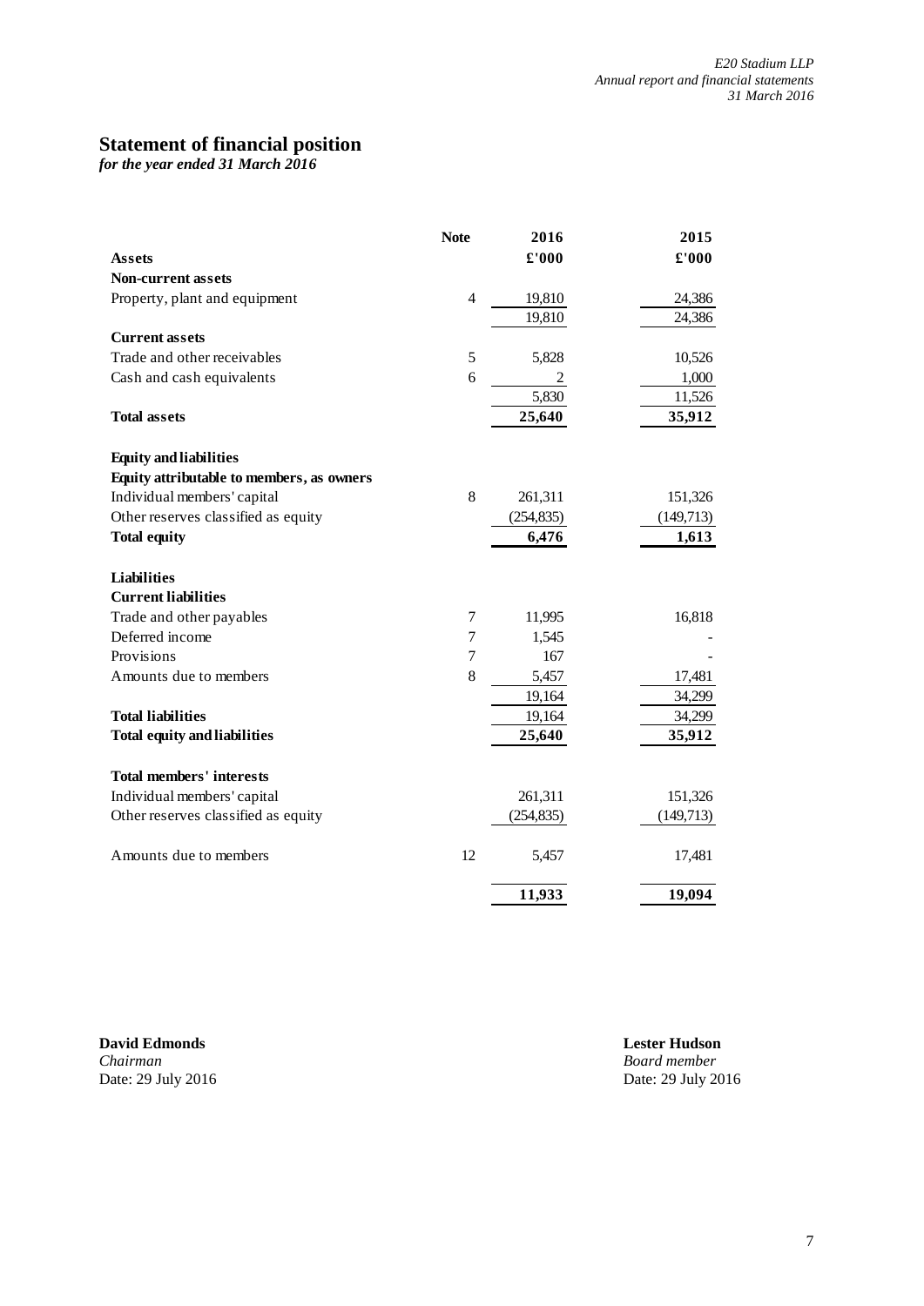# Statement of financial position

*for the year ended 31 March 2016*

| | Note | 2016 | 2015 |
|---|---|---|---|
| **Assets** | | **£'000** | **£'000** |
| **Non-current assets** | | | |
| Property, plant and equipment | 4 | 19,810 | 24,386 |
| | | 19,810 | 24,386 |
| **Current assets** | | | |
| Trade and other receivables | 5 | 5,828 | 10,526 |
| Cash and cash equivalents | 6 | 2 | 1,000 |
| | | 5,830 | 11,526 |
| **Total assets** | | **25,640** | **35,912** |
| | | | |
| **Equity and liabilities** | | | |
| **Equity attributable to members, as owners** | | | |
| Individual members' capital | 8 | 261,311 | 151,326 |
| Other reserves classified as equity | | (254,835) | (149,713) |
| **Total equity** | | **6,476** | **1,613** |
| | | | |
| **Liabilities** | | | |
| **Current liabilities** | | | |
| Trade and other payables | 7 | 11,995 | 16,818 |
| Deferred income | 7 | 1,545 | - |
| Provisions | 7 | 167 | - |
| Amounts due to members | 8 | 5,457 | 17,481 |
| | | 19,164 | 34,299 |
| **Total liabilities** | | 19,164 | 34,299 |
| **Total equity and liabilities** | | **25,640** | **35,912** |
| | | | |
| **Total members' interests** | | | |
| Individual members' capital | | 261,311 | 151,326 |
| Other reserves classified as equity | | (254,835) | (149,713) |
| | | | |
| Amounts due to members | 12 | 5,457 | 17,481 |
| | | | |
| | | **11,933** | **19,094** |

**David Edmonds**
*Chairman*
Date: 29 July 2016

**Lester Hudson**
*Board member*
Date: 29 July 2016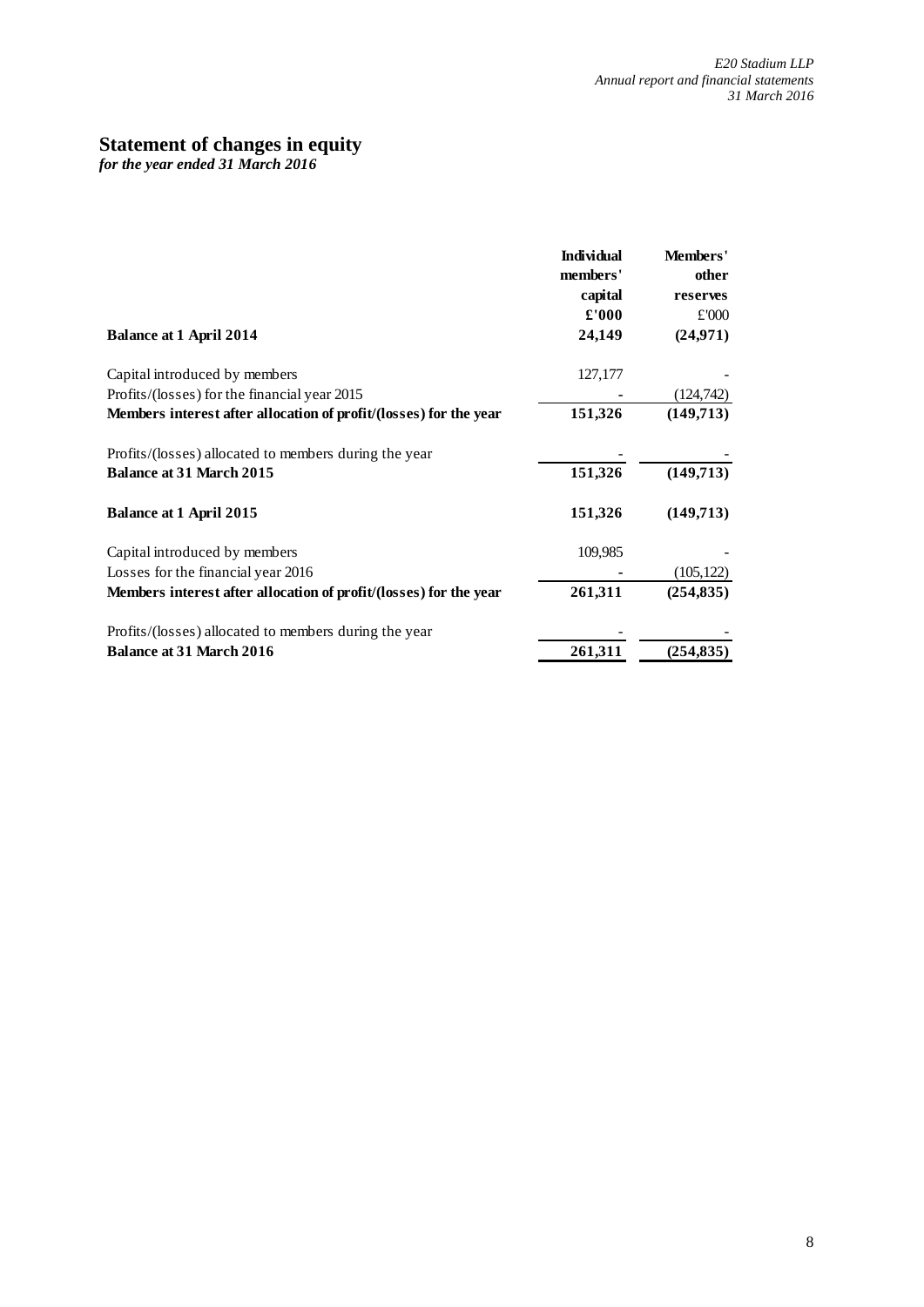# Statement of changes in equity

*for the year ended 31 March 2016*

| | Individual members' capital | Members' other reserves |
|---|---|---|
| | £'000 | £'000 |
| **Balance at 1 April 2014** | **24,149** | **(24,971)** |
| Capital introduced by members | 127,177 | - |
| Profits/(losses) for the financial year 2015 | - | (124,742) |
| **Members interest after allocation of profit/(losses) for the year** | **151,326** | **(149,713)** |
| Profits/(losses) allocated to members during the year | - | - |
| **Balance at 31 March 2015** | **151,326** | **(149,713)** |
| **Balance at 1 April 2015** | **151,326** | **(149,713)** |
| Capital introduced by members | 109,985 | - |
| Losses for the financial year 2016 | - | (105,122) |
| **Members interest after allocation of profit/(losses) for the year** | **261,311** | **(254,835)** |
| Profits/(losses) allocated to members during the year | - | - |
| **Balance at 31 March 2016** | **261,311** | **(254,835)** |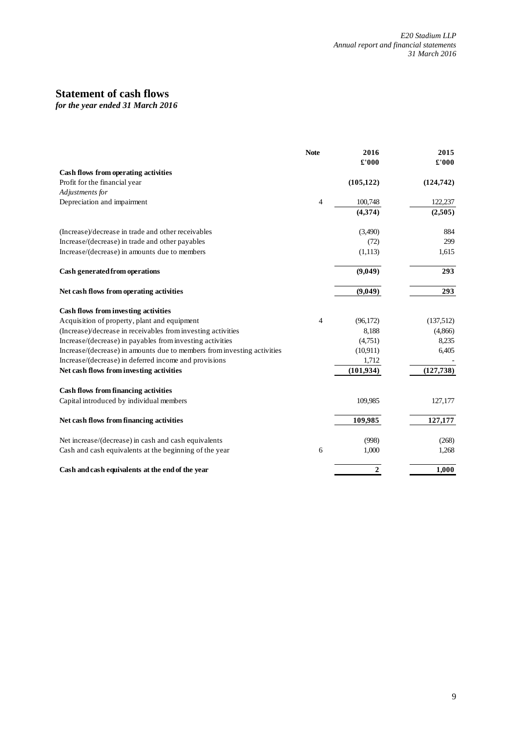# Statement of cash flows

*for the year ended 31 March 2016*

| | Note | 2016 £'000 | 2015 £'000 |
|---|---|---|---|
| **Cash flows from operating activities** | | | |
| Profit for the financial year | | **(105,122)** | **(124,742)** |
| *Adjustments for* | | | |
| Depreciation and impairment | 4 | 100,748 | 122,237 |
| | | **(4,374)** | **(2,505)** |
| (Increase)/decrease in trade and other receivables | | (3,490) | 884 |
| Increase/(decrease) in trade and other payables | | (72) | 299 |
| Increase/(decrease) in amounts due to members | | (1,113) | 1,615 |
| **Cash generated from operations** | | **(9,049)** | **293** |
| **Net cash flows from operating activities** | | **(9,049)** | **293** |
| **Cash flows from investing activities** | | | |
| Acquisition of property, plant and equipment | 4 | (96,172) | (137,512) |
| (Increase)/decrease in receivables from investing activities | | 8,188 | (4,866) |
| Increase/(decrease) in payables from investing activities | | (4,751) | 8,235 |
| Increase/(decrease) in amounts due to members from investing activities | | (10,911) | 6,405 |
| Increase/(decrease) in deferred income and provisions | | 1,712 | - |
| **Net cash flows from investing activities** | | **(101,934)** | **(127,738)** |
| **Cash flows from financing activities** | | | |
| Capital introduced by individual members | | 109,985 | 127,177 |
| **Net cash flows from financing activities** | | **109,985** | **127,177** |
| Net increase/(decrease) in cash and cash equivalents | | (998) | (268) |
| Cash and cash equivalents at the beginning of the year | 6 | 1,000 | 1,268 |
| **Cash and cash equivalents at the end of the year** | | **2** | **1,000** |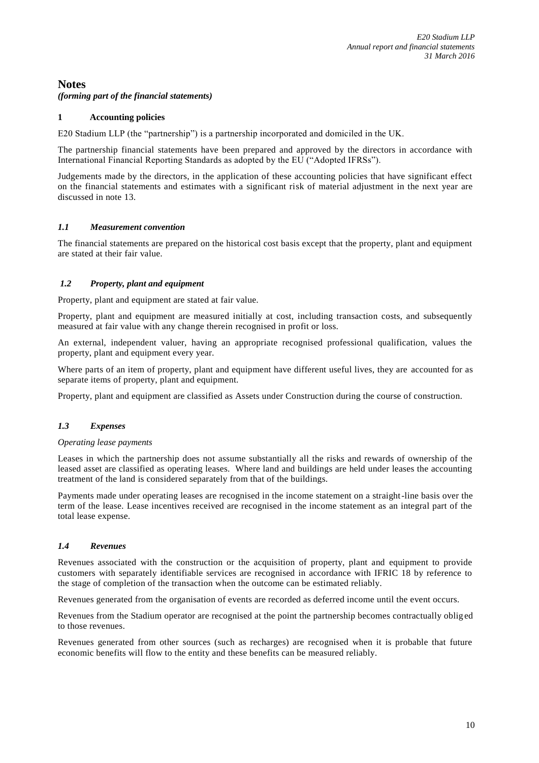# Notes

*(forming part of the financial statements)*

## 1 Accounting policies

E20 Stadium LLP (the "partnership") is a partnership incorporated and domiciled in the UK.

The partnership financial statements have been prepared and approved by the directors in accordance with International Financial Reporting Standards as adopted by the EU ("Adopted IFRSs").

Judgements made by the directors, in the application of these accounting policies that have significant effect on the financial statements and estimates with a significant risk of material adjustment in the next year are discussed in note 13.

### *1.1 Measurement convention*

The financial statements are prepared on the historical cost basis except that the property, plant and equipment are stated at their fair value.

### *1.2 Property, plant and equipment*

Property, plant and equipment are stated at fair value.

Property, plant and equipment are measured initially at cost, including transaction costs, and subsequently measured at fair value with any change therein recognised in profit or loss.

An external, independent valuer, having an appropriate recognised professional qualification, values the property, plant and equipment every year.

Where parts of an item of property, plant and equipment have different useful lives, they are accounted for as separate items of property, plant and equipment.

Property, plant and equipment are classified as Assets under Construction during the course of construction.

### *1.3 Expenses*

*Operating lease payments*

Leases in which the partnership does not assume substantially all the risks and rewards of ownership of the leased asset are classified as operating leases. Where land and buildings are held under leases the accounting treatment of the land is considered separately from that of the buildings.

Payments made under operating leases are recognised in the income statement on a straight-line basis over the term of the lease. Lease incentives received are recognised in the income statement as an integral part of the total lease expense.

### *1.4 Revenues*

Revenues associated with the construction or the acquisition of property, plant and equipment to provide customers with separately identifiable services are recognised in accordance with IFRIC 18 by reference to the stage of completion of the transaction when the outcome can be estimated reliably.

Revenues generated from the organisation of events are recorded as deferred income until the event occurs.

Revenues from the Stadium operator are recognised at the point the partnership becomes contractually obliged to those revenues.

Revenues generated from other sources (such as recharges) are recognised when it is probable that future economic benefits will flow to the entity and these benefits can be measured reliably.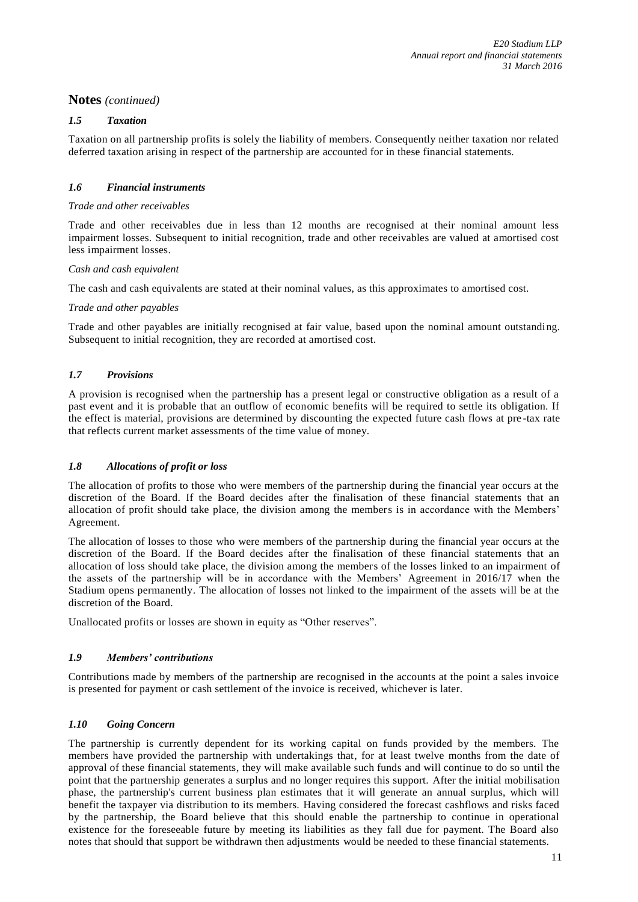## Notes *(continued)*

### *1.5 Taxation*

Taxation on all partnership profits is solely the liability of members. Consequently neither taxation nor related deferred taxation arising in respect of the partnership are accounted for in these financial statements.

### *1.6 Financial instruments*

*Trade and other receivables*

Trade and other receivables due in less than 12 months are recognised at their nominal amount less impairment losses. Subsequent to initial recognition, trade and other receivables are valued at amortised cost less impairment losses.

*Cash and cash equivalent*

The cash and cash equivalents are stated at their nominal values, as this approximates to amortised cost.

*Trade and other payables*

Trade and other payables are initially recognised at fair value, based upon the nominal amount outstanding. Subsequent to initial recognition, they are recorded at amortised cost.

### *1.7 Provisions*

A provision is recognised when the partnership has a present legal or constructive obligation as a result of a past event and it is probable that an outflow of economic benefits will be required to settle its obligation. If the effect is material, provisions are determined by discounting the expected future cash flows at pre-tax rate that reflects current market assessments of the time value of money.

### *1.8 Allocations of profit or loss*

The allocation of profits to those who were members of the partnership during the financial year occurs at the discretion of the Board. If the Board decides after the finalisation of these financial statements that an allocation of profit should take place, the division among the members is in accordance with the Members' Agreement.

The allocation of losses to those who were members of the partnership during the financial year occurs at the discretion of the Board. If the Board decides after the finalisation of these financial statements that an allocation of loss should take place, the division among the members of the losses linked to an impairment of the assets of the partnership will be in accordance with the Members' Agreement in 2016/17 when the Stadium opens permanently. The allocation of losses not linked to the impairment of the assets will be at the discretion of the Board.

Unallocated profits or losses are shown in equity as "Other reserves".

### *1.9 Members' contributions*

Contributions made by members of the partnership are recognised in the accounts at the point a sales invoice is presented for payment or cash settlement of the invoice is received, whichever is later.

### *1.10 Going Concern*

The partnership is currently dependent for its working capital on funds provided by the members. The members have provided the partnership with undertakings that, for at least twelve months from the date of approval of these financial statements, they will make available such funds and will continue to do so until the point that the partnership generates a surplus and no longer requires this support. After the initial mobilisation phase, the partnership's current business plan estimates that it will generate an annual surplus, which will benefit the taxpayer via distribution to its members. Having considered the forecast cashflows and risks faced by the partnership, the Board believe that this should enable the partnership to continue in operational existence for the foreseeable future by meeting its liabilities as they fall due for payment. The Board also notes that should that support be withdrawn then adjustments would be needed to these financial statements.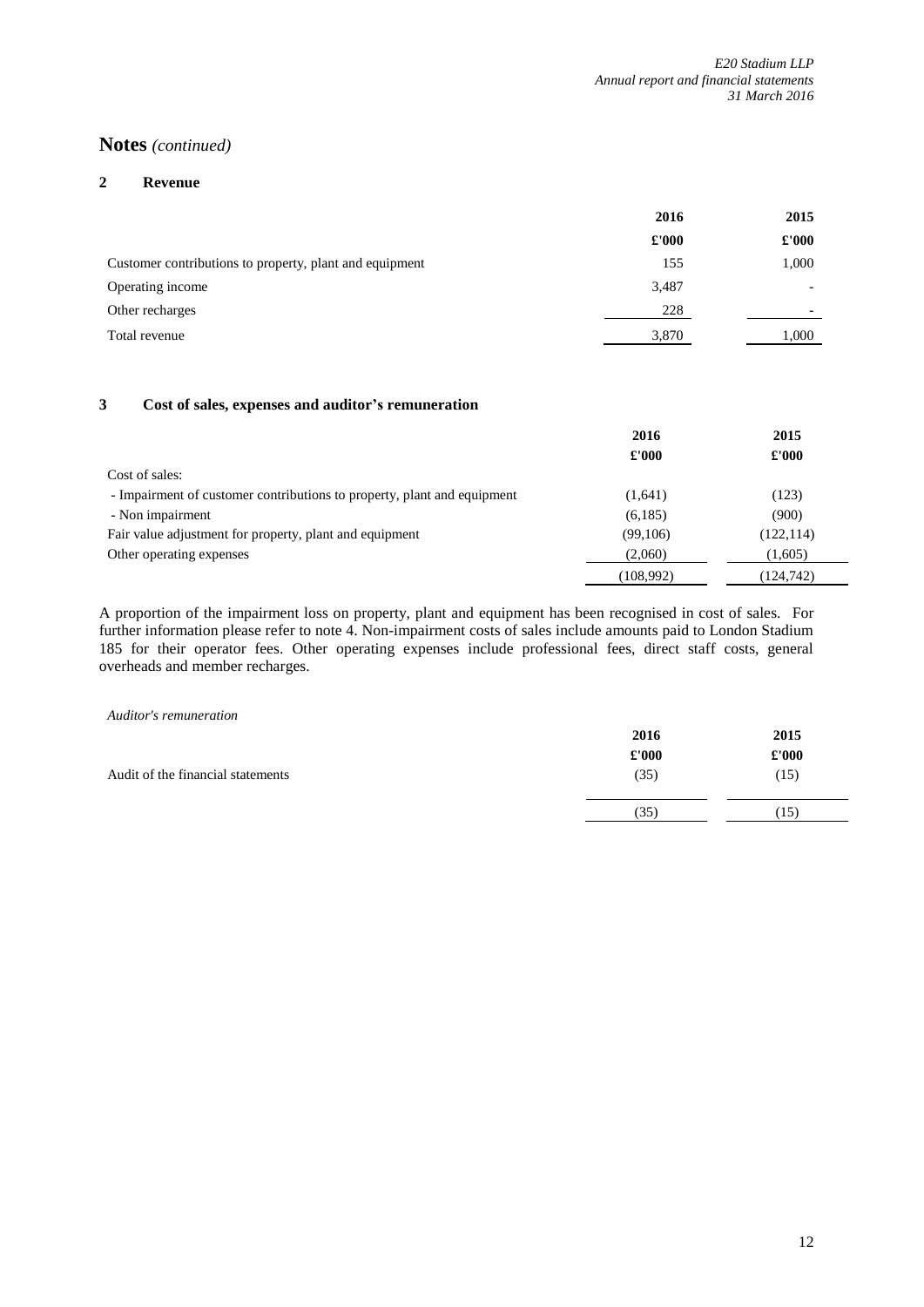## Notes *(continued)*

### 2 Revenue

| | 2016 | 2015 |
|---|---|---|
| | £'000 | £'000 |
| Customer contributions to property, plant and equipment | 155 | 1,000 |
| Operating income | 3,487 | - |
| Other recharges | 228 | - |
| Total revenue | 3,870 | 1,000 |

### 3 Cost of sales, expenses and auditor's remuneration

| | 2016 | 2015 |
|---|---|---|
| | £'000 | £'000 |
| Cost of sales: | | |
| - Impairment of customer contributions to property, plant and equipment | (1,641) | (123) |
| - Non impairment | (6,185) | (900) |
| Fair value adjustment for property, plant and equipment | (99,106) | (122,114) |
| Other operating expenses | (2,060) | (1,605) |
| | (108,992) | (124,742) |

A proportion of the impairment loss on property, plant and equipment has been recognised in cost of sales. For further information please refer to note 4. Non-impairment costs of sales include amounts paid to London Stadium 185 for their operator fees. Other operating expenses include professional fees, direct staff costs, general overheads and member recharges.

*Auditor's remuneration*

| | 2016 | 2015 |
|---|---|---|
| | £'000 | £'000 |
| Audit of the financial statements | (35) | (15) |
| | (35) | (15) |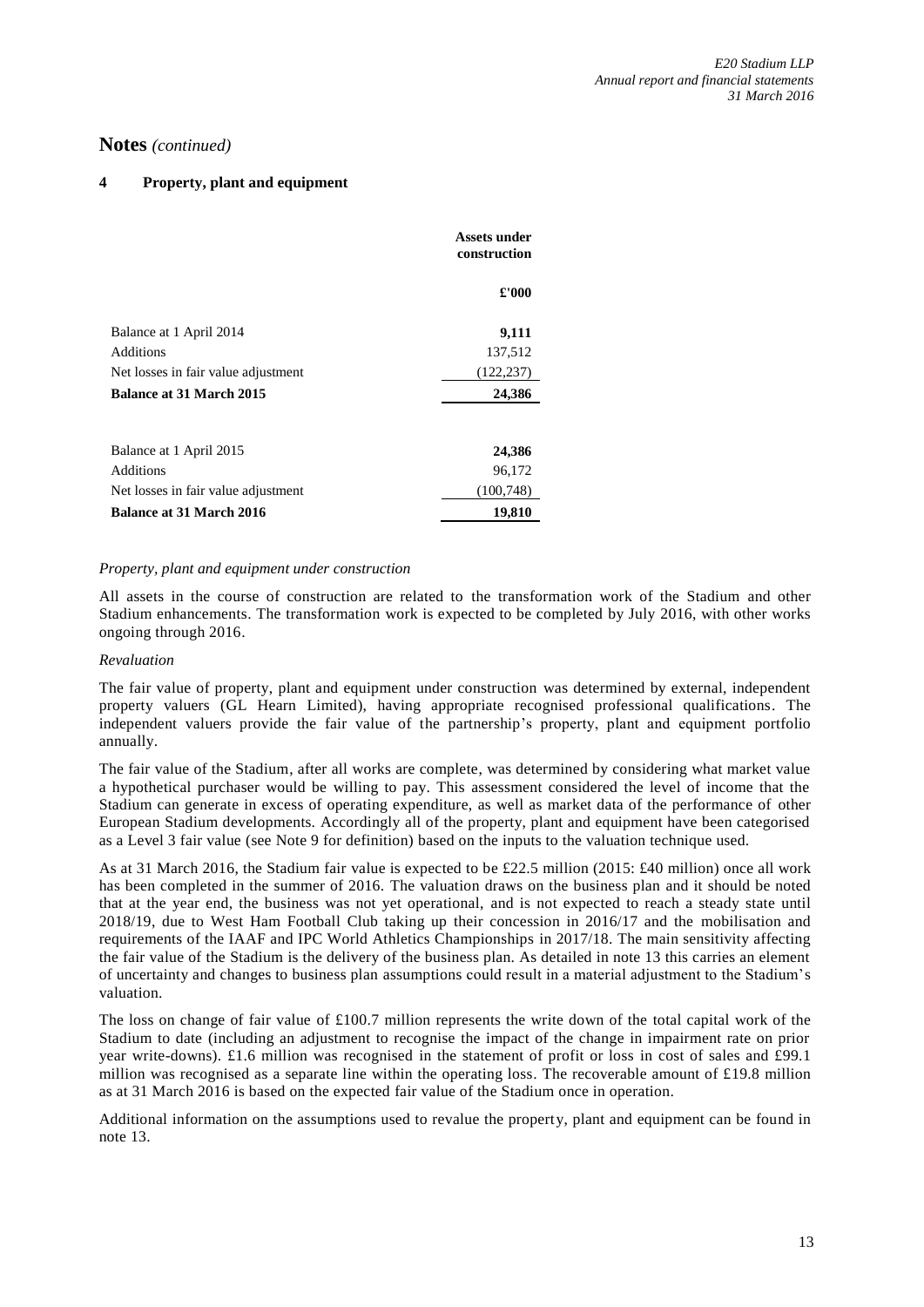## Notes *(continued)*

### 4 Property, plant and equipment

| | Assets under construction |
|---|---|
| | £'000 |
| Balance at 1 April 2014 | **9,111** |
| Additions | 137,512 |
| Net losses in fair value adjustment | (122,237) |
| **Balance at 31 March 2015** | **24,386** |
| | |
| Balance at 1 April 2015 | **24,386** |
| Additions | 96,172 |
| Net losses in fair value adjustment | (100,748) |
| **Balance at 31 March 2016** | **19,810** |

*Property, plant and equipment under construction*

All assets in the course of construction are related to the transformation work of the Stadium and other Stadium enhancements. The transformation work is expected to be completed by July 2016, with other works ongoing through 2016.

*Revaluation*

The fair value of property, plant and equipment under construction was determined by external, independent property valuers (GL Hearn Limited), having appropriate recognised professional qualifications. The independent valuers provide the fair value of the partnership's property, plant and equipment portfolio annually.

The fair value of the Stadium, after all works are complete, was determined by considering what market value a hypothetical purchaser would be willing to pay. This assessment considered the level of income that the Stadium can generate in excess of operating expenditure, as well as market data of the performance of other European Stadium developments. Accordingly all of the property, plant and equipment have been categorised as a Level 3 fair value (see Note 9 for definition) based on the inputs to the valuation technique used.

As at 31 March 2016, the Stadium fair value is expected to be £22.5 million (2015: £40 million) once all work has been completed in the summer of 2016. The valuation draws on the business plan and it should be noted that at the year end, the business was not yet operational, and is not expected to reach a steady state until 2018/19, due to West Ham Football Club taking up their concession in 2016/17 and the mobilisation and requirements of the IAAF and IPC World Athletics Championships in 2017/18. The main sensitivity affecting the fair value of the Stadium is the delivery of the business plan. As detailed in note 13 this carries an element of uncertainty and changes to business plan assumptions could result in a material adjustment to the Stadium's valuation.

The loss on change of fair value of £100.7 million represents the write down of the total capital work of the Stadium to date (including an adjustment to recognise the impact of the change in impairment rate on prior year write-downs). £1.6 million was recognised in the statement of profit or loss in cost of sales and £99.1 million was recognised as a separate line within the operating loss. The recoverable amount of £19.8 million as at 31 March 2016 is based on the expected fair value of the Stadium once in operation.

Additional information on the assumptions used to revalue the property, plant and equipment can be found in note 13.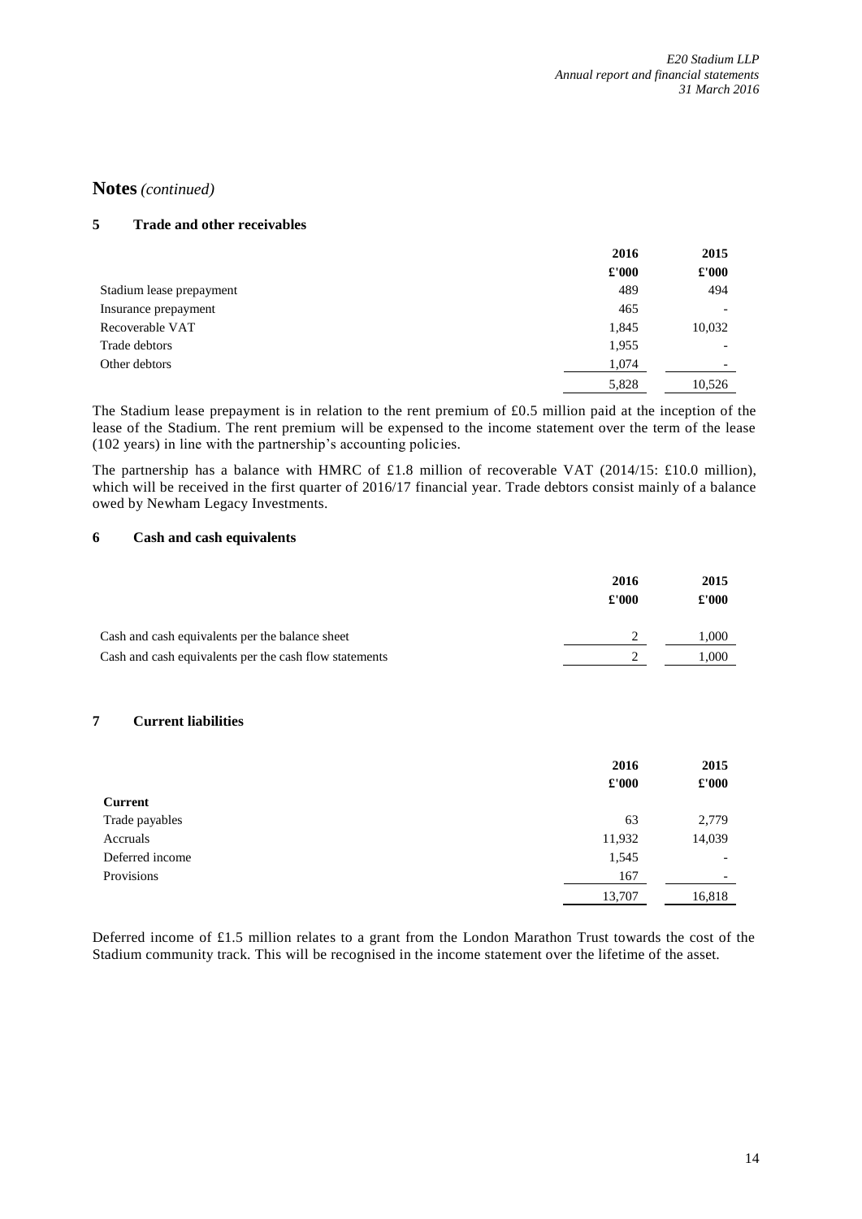## Notes *(continued)*

### 5 Trade and other receivables

| | 2016 | 2015 |
|---|---|---|
| | £'000 | £'000 |
| Stadium lease prepayment | 489 | 494 |
| Insurance prepayment | 465 | - |
| Recoverable VAT | 1,845 | 10,032 |
| Trade debtors | 1,955 | - |
| Other debtors | 1,074 | - |
| | 5,828 | 10,526 |

The Stadium lease prepayment is in relation to the rent premium of £0.5 million paid at the inception of the lease of the Stadium. The rent premium will be expensed to the income statement over the term of the lease (102 years) in line with the partnership's accounting policies.

The partnership has a balance with HMRC of £1.8 million of recoverable VAT (2014/15: £10.0 million), which will be received in the first quarter of 2016/17 financial year. Trade debtors consist mainly of a balance owed by Newham Legacy Investments.

### 6 Cash and cash equivalents

| | 2016 | 2015 |
|---|---|---|
| | £'000 | £'000 |
| Cash and cash equivalents per the balance sheet | 2 | 1,000 |
| Cash and cash equivalents per the cash flow statements | 2 | 1,000 |

### 7 Current liabilities

| | 2016 | 2015 |
|---|---|---|
| | £'000 | £'000 |
| **Current** | | |
| Trade payables | 63 | 2,779 |
| Accruals | 11,932 | 14,039 |
| Deferred income | 1,545 | - |
| Provisions | 167 | - |
| | 13,707 | 16,818 |

Deferred income of £1.5 million relates to a grant from the London Marathon Trust towards the cost of the Stadium community track. This will be recognised in the income statement over the lifetime of the asset.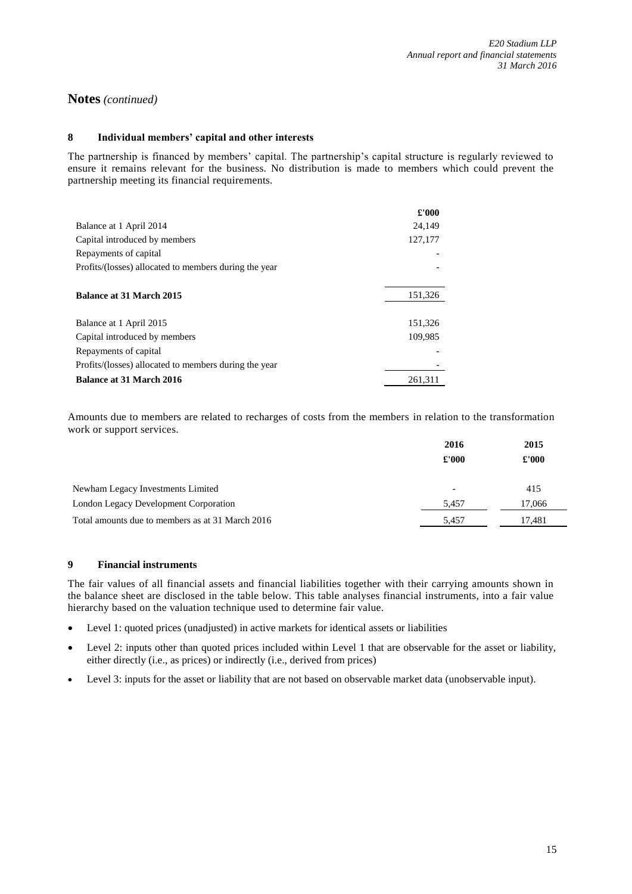## Notes *(continued)*

### 8 Individual members' capital and other interests

The partnership is financed by members' capital. The partnership's capital structure is regularly reviewed to ensure it remains relevant for the business. No distribution is made to members which could prevent the partnership meeting its financial requirements.

| | £'000 |
|---|---|
| Balance at 1 April 2014 | 24,149 |
| Capital introduced by members | 127,177 |
| Repayments of capital | - |
| Profits/(losses) allocated to members during the year | - |
| **Balance at 31 March 2015** | 151,326 |
| Balance at 1 April 2015 | 151,326 |
| Capital introduced by members | 109,985 |
| Repayments of capital | - |
| Profits/(losses) allocated to members during the year | - |
| **Balance at 31 March 2016** | 261,311 |

Amounts due to members are related to recharges of costs from the members in relation to the transformation work or support services.

| | 2016 | 2015 |
|---|---|---|
| | £'000 | £'000 |
| Newham Legacy Investments Limited | - | 415 |
| London Legacy Development Corporation | 5,457 | 17,066 |
| Total amounts due to members as at 31 March 2016 | 5,457 | 17,481 |

### 9 Financial instruments

The fair values of all financial assets and financial liabilities together with their carrying amounts shown in the balance sheet are disclosed in the table below. This table analyses financial instruments, into a fair value hierarchy based on the valuation technique used to determine fair value.

- Level 1: quoted prices (unadjusted) in active markets for identical assets or liabilities
- Level 2: inputs other than quoted prices included within Level 1 that are observable for the asset or liability, either directly (i.e., as prices) or indirectly (i.e., derived from prices)
- Level 3: inputs for the asset or liability that are not based on observable market data (unobservable input).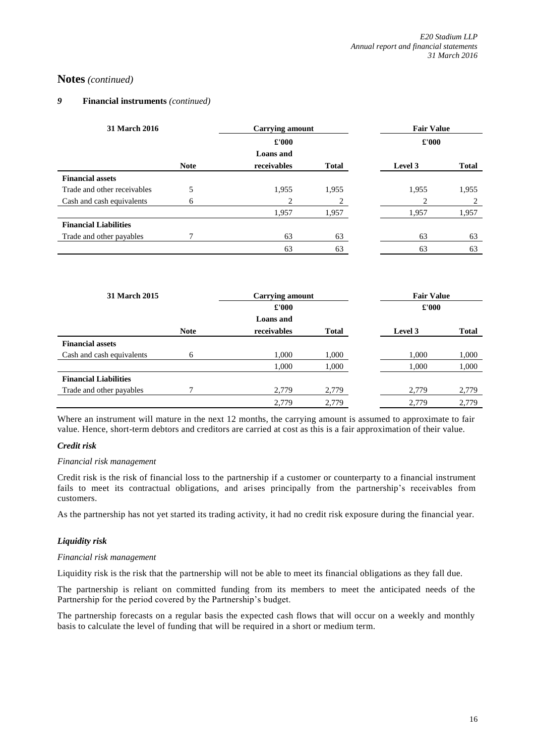## Notes *(continued)*

### *9* Financial instruments *(continued)*

| **31 March 2016** | | **Carrying amount** | | **Fair Value** | |
|---|---|---|---|---|---|
| | | **£'000** | | **£'000** | |
| | **Note** | **Loans and receivables** | **Total** | **Level 3** | **Total** |
| **Financial assets** | | | | | |
| Trade and other receivables | 5 | 1,955 | 1,955 | 1,955 | 1,955 |
| Cash and cash equivalents | 6 | 2 | 2 | 2 | 2 |
| | | 1,957 | 1,957 | 1,957 | 1,957 |
| **Financial Liabilities** | | | | | |
| Trade and other payables | 7 | 63 | 63 | 63 | 63 |
| | | 63 | 63 | 63 | 63 |

| **31 March 2015** | | **Carrying amount** | | **Fair Value** | |
|---|---|---|---|---|---|
| | | **£'000** | | **£'000** | |
| | **Note** | **Loans and receivables** | **Total** | **Level 3** | **Total** |
| **Financial assets** | | | | | |
| Cash and cash equivalents | 6 | 1,000 | 1,000 | 1,000 | 1,000 |
| | | 1,000 | 1,000 | 1,000 | 1,000 |
| **Financial Liabilities** | | | | | |
| Trade and other payables | 7 | 2,779 | 2,779 | 2,779 | 2,779 |
| | | 2,779 | 2,779 | 2,779 | 2,779 |

Where an instrument will mature in the next 12 months, the carrying amount is assumed to approximate to fair value. Hence, short-term debtors and creditors are carried at cost as this is a fair approximation of their value.

#### *Credit risk*

*Financial risk management*

Credit risk is the risk of financial loss to the partnership if a customer or counterparty to a financial instrument fails to meet its contractual obligations, and arises principally from the partnership's receivables from customers.

As the partnership has not yet started its trading activity, it had no credit risk exposure during the financial year.

#### *Liquidity risk*

*Financial risk management*

Liquidity risk is the risk that the partnership will not be able to meet its financial obligations as they fall due.

The partnership is reliant on committed funding from its members to meet the anticipated needs of the Partnership for the period covered by the Partnership's budget.

The partnership forecasts on a regular basis the expected cash flows that will occur on a weekly and monthly basis to calculate the level of funding that will be required in a short or medium term.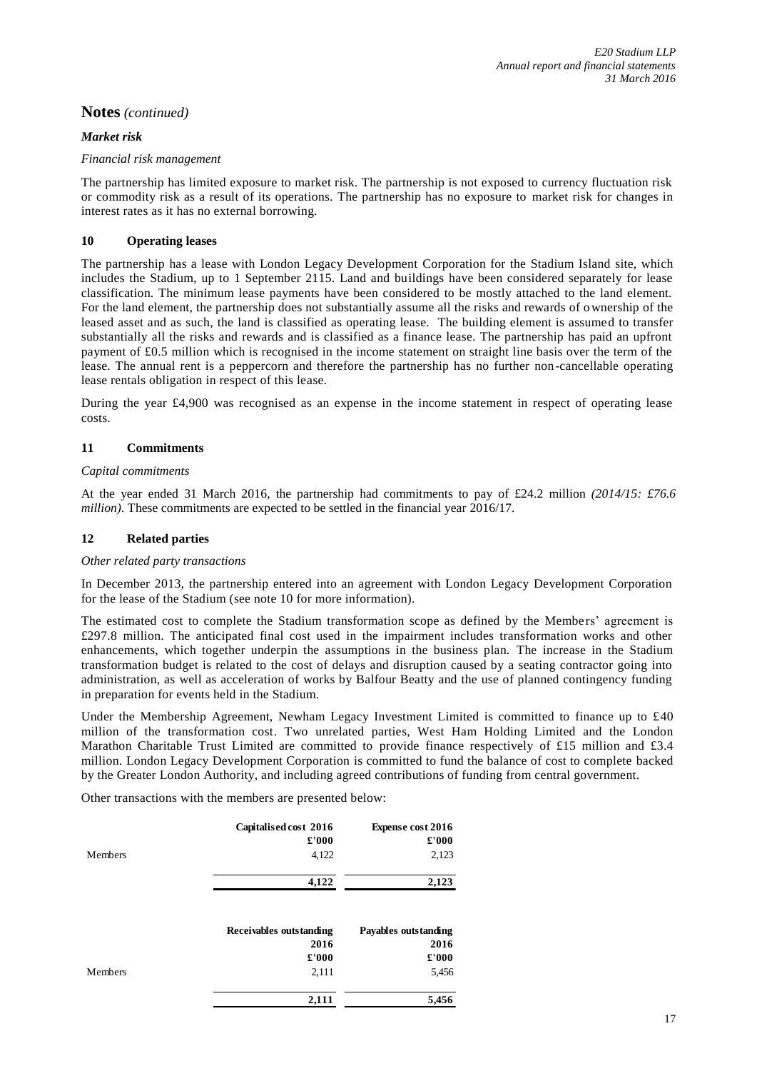## Notes *(continued)*

### *Market risk*

*Financial risk management*

The partnership has limited exposure to market risk. The partnership is not exposed to currency fluctuation risk or commodity risk as a result of its operations. The partnership has no exposure to market risk for changes in interest rates as it has no external borrowing.

### 10 Operating leases

The partnership has a lease with London Legacy Development Corporation for the Stadium Island site, which includes the Stadium, up to 1 September 2115. Land and buildings have been considered separately for lease classification. The minimum lease payments have been considered to be mostly attached to the land element. For the land element, the partnership does not substantially assume all the risks and rewards of ownership of the leased asset and as such, the land is classified as operating lease. The building element is assumed to transfer substantially all the risks and rewards and is classified as a finance lease. The partnership has paid an upfront payment of £0.5 million which is recognised in the income statement on straight line basis over the term of the lease. The annual rent is a peppercorn and therefore the partnership has no further non-cancellable operating lease rentals obligation in respect of this lease.

During the year £4,900 was recognised as an expense in the income statement in respect of operating lease costs.

### 11 Commitments

*Capital commitments*

At the year ended 31 March 2016, the partnership had commitments to pay of £24.2 million *(2014/15: £76.6 million)*. These commitments are expected to be settled in the financial year 2016/17.

### 12 Related parties

*Other related party transactions*

In December 2013, the partnership entered into an agreement with London Legacy Development Corporation for the lease of the Stadium (see note 10 for more information).

The estimated cost to complete the Stadium transformation scope as defined by the Members' agreement is £297.8 million. The anticipated final cost used in the impairment includes transformation works and other enhancements, which together underpin the assumptions in the business plan. The increase in the Stadium transformation budget is related to the cost of delays and disruption caused by a seating contractor going into administration, as well as acceleration of works by Balfour Beatty and the use of planned contingency funding in preparation for events held in the Stadium.

Under the Membership Agreement, Newham Legacy Investment Limited is committed to finance up to £40 million of the transformation cost. Two unrelated parties, West Ham Holding Limited and the London Marathon Charitable Trust Limited are committed to provide finance respectively of £15 million and £3.4 million. London Legacy Development Corporation is committed to fund the balance of cost to complete backed by the Greater London Authority, and including agreed contributions of funding from central government.

Other transactions with the members are presented below:

| | Capitalised cost 2016 £'000 | Expense cost 2016 £'000 |
|---|---|---|
| Members | 4,122 | 2,123 |
| | **4,122** | **2,123** |

| | Receivables outstanding 2016 £'000 | Payables outstanding 2016 £'000 |
|---|---|---|
| Members | 2,111 | 5,456 |
| | **2,111** | **5,456** |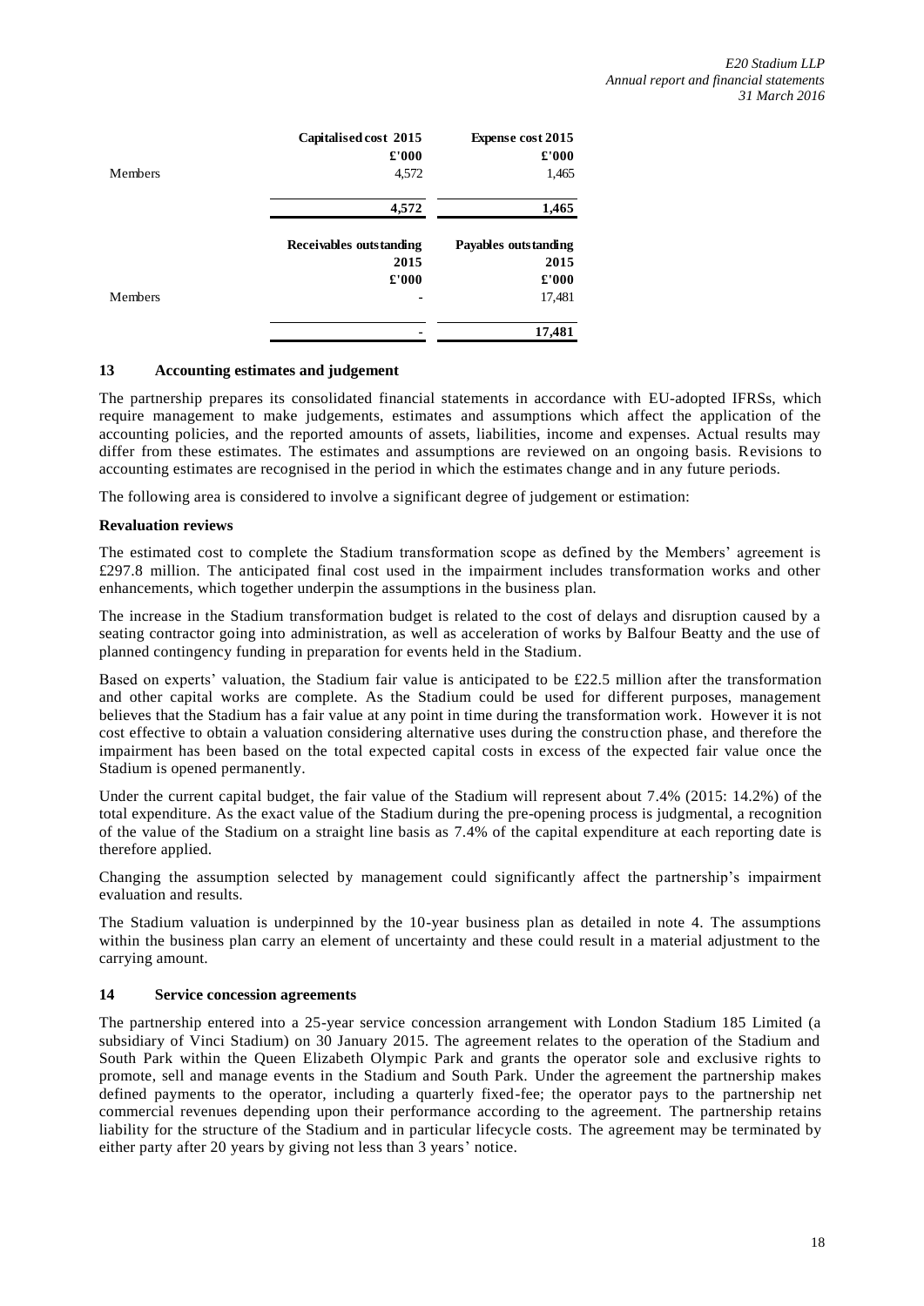| | Capitalised cost 2015 | Expense cost 2015 |
|---|---|---|
| | £'000 | £'000 |
| Members | 4,572 | 1,465 |
| | **4,572** | **1,465** |

| | Receivables outstanding | Payables outstanding |
|---|---|---|
| | 2015 | 2015 |
| | £'000 | £'000 |
| Members | - | 17,481 |
| | **-** | **17,481** |

## 13 Accounting estimates and judgement

The partnership prepares its consolidated financial statements in accordance with EU-adopted IFRSs, which require management to make judgements, estimates and assumptions which affect the application of the accounting policies, and the reported amounts of assets, liabilities, income and expenses. Actual results may differ from these estimates. The estimates and assumptions are reviewed on an ongoing basis. Revisions to accounting estimates are recognised in the period in which the estimates change and in any future periods.

The following area is considered to involve a significant degree of judgement or estimation:

**Revaluation reviews**

The estimated cost to complete the Stadium transformation scope as defined by the Members' agreement is £297.8 million. The anticipated final cost used in the impairment includes transformation works and other enhancements, which together underpin the assumptions in the business plan.

The increase in the Stadium transformation budget is related to the cost of delays and disruption caused by a seating contractor going into administration, as well as acceleration of works by Balfour Beatty and the use of planned contingency funding in preparation for events held in the Stadium.

Based on experts' valuation, the Stadium fair value is anticipated to be £22.5 million after the transformation and other capital works are complete. As the Stadium could be used for different purposes, management believes that the Stadium has a fair value at any point in time during the transformation work. However it is not cost effective to obtain a valuation considering alternative uses during the construction phase, and therefore the impairment has been based on the total expected capital costs in excess of the expected fair value once the Stadium is opened permanently.

Under the current capital budget, the fair value of the Stadium will represent about 7.4% (2015: 14.2%) of the total expenditure. As the exact value of the Stadium during the pre-opening process is judgmental, a recognition of the value of the Stadium on a straight line basis as 7.4% of the capital expenditure at each reporting date is therefore applied.

Changing the assumption selected by management could significantly affect the partnership's impairment evaluation and results.

The Stadium valuation is underpinned by the 10-year business plan as detailed in note 4. The assumptions within the business plan carry an element of uncertainty and these could result in a material adjustment to the carrying amount.

## 14 Service concession agreements

The partnership entered into a 25-year service concession arrangement with London Stadium 185 Limited (a subsidiary of Vinci Stadium) on 30 January 2015. The agreement relates to the operation of the Stadium and South Park within the Queen Elizabeth Olympic Park and grants the operator sole and exclusive rights to promote, sell and manage events in the Stadium and South Park. Under the agreement the partnership makes defined payments to the operator, including a quarterly fixed-fee; the operator pays to the partnership net commercial revenues depending upon their performance according to the agreement. The partnership retains liability for the structure of the Stadium and in particular lifecycle costs. The agreement may be terminated by either party after 20 years by giving not less than 3 years' notice.